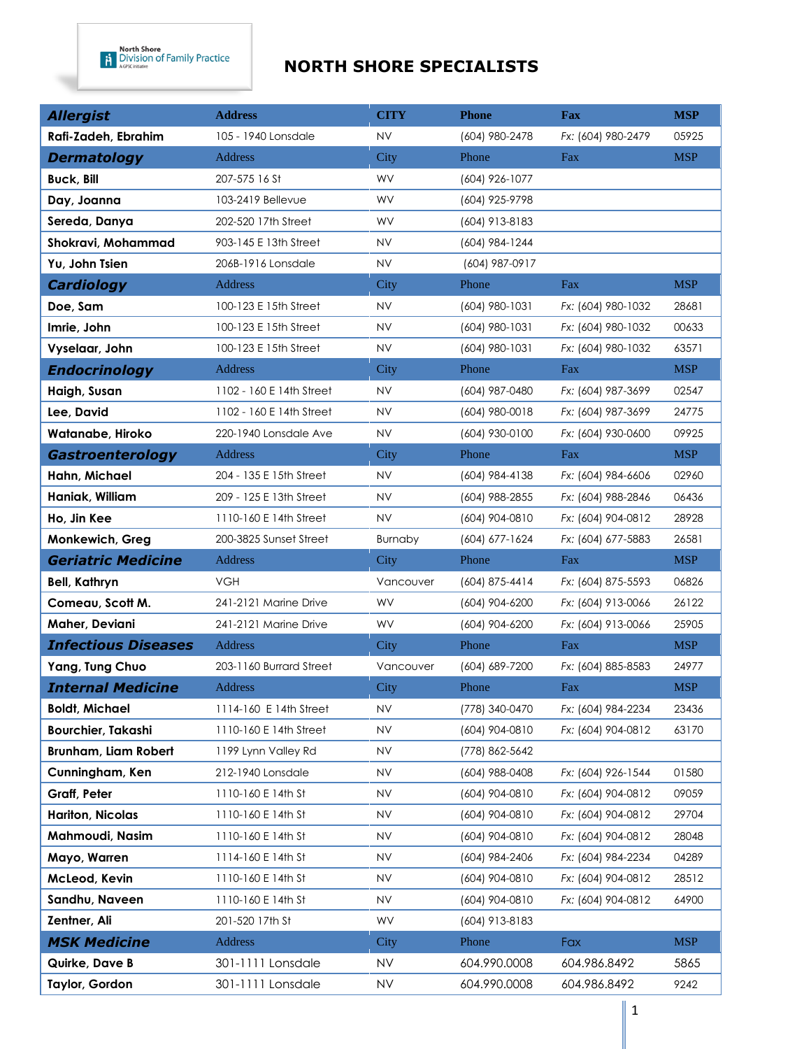# NORTH SHORE SPECIALISTS

| ***Allergist*** | Address | CITY | Phone | Fax | MSP |
|---|---|---|---|---|---|
| **Rafi-Zadeh, Ebrahim** | 105 - 1940 Lonsdale | NV | (604) 980-2478 | Fx: (604) 980-2479 | 05925 |
| ***Dermatology*** | Address | City | Phone | Fax | MSP |
| **Buck, Bill** | 207-575 16 St | WV | (604) 926-1077 | | |
| **Day, Joanna** | 103-2419 Bellevue | WV | (604) 925-9798 | | |
| **Sereda, Danya** | 202-520 17th Street | WV | (604) 913-8183 | | |
| **Shokravi, Mohammad** | 903-145 E 13th Street | NV | (604) 984-1244 | | |
| **Yu, John Tsien** | 206B-1916 Lonsdale | NV | (604) 987-0917 | | |
| ***Cardiology*** | Address | City | Phone | Fax | MSP |
| **Doe, Sam** | 100-123 E 15th Street | NV | (604) 980-1031 | Fx: (604) 980-1032 | 28681 |
| **Imrie, John** | 100-123 E 15th Street | NV | (604) 980-1031 | Fx: (604) 980-1032 | 00633 |
| **Vyselaar, John** | 100-123 E 15th Street | NV | (604) 980-1031 | Fx: (604) 980-1032 | 63571 |
| ***Endocrinology*** | Address | City | Phone | Fax | MSP |
| **Haigh, Susan** | 1102 - 160 E 14th Street | NV | (604) 987-0480 | Fx: (604) 987-3699 | 02547 |
| **Lee, David** | 1102 - 160 E 14th Street | NV | (604) 980-0018 | Fx: (604) 987-3699 | 24775 |
| **Watanabe, Hiroko** | 220-1940 Lonsdale Ave | NV | (604) 930-0100 | Fx: (604) 930-0600 | 09925 |
| ***Gastroenterology*** | Address | City | Phone | Fax | MSP |
| **Hahn, Michael** | 204 - 135 E 15th Street | NV | (604) 984-4138 | Fx: (604) 984-6606 | 02960 |
| **Haniak, William** | 209 - 125 E 13th Street | NV | (604) 988-2855 | Fx: (604) 988-2846 | 06436 |
| **Ho, Jin Kee** | 1110-160 E 14th Street | NV | (604) 904-0810 | Fx: (604) 904-0812 | 28928 |
| **Monkewich, Greg** | 200-3825 Sunset Street | Burnaby | (604) 677-1624 | Fx: (604) 677-5883 | 26581 |
| ***Geriatric Medicine*** | Address | City | Phone | Fax | MSP |
| **Bell, Kathryn** | VGH | Vancouver | (604) 875-4414 | Fx: (604) 875-5593 | 06826 |
| **Comeau, Scott M.** | 241-2121 Marine Drive | WV | (604) 904-6200 | Fx: (604) 913-0066 | 26122 |
| **Maher, Deviani** | 241-2121 Marine Drive | WV | (604) 904-6200 | Fx: (604) 913-0066 | 25905 |
| ***Infectious Diseases*** | Address | City | Phone | Fax | MSP |
| **Yang, Tung Chuo** | 203-1160 Burrard Street | Vancouver | (604) 689-7200 | Fx: (604) 885-8583 | 24977 |
| ***Internal Medicine*** | Address | City | Phone | Fax | MSP |
| **Boldt, Michael** | 1114-160 E 14th Street | NV | (778) 340-0470 | Fx: (604) 984-2234 | 23436 |
| **Bourchier, Takashi** | 1110-160 E 14th Street | NV | (604) 904-0810 | Fx: (604) 904-0812 | 63170 |
| **Brunham, Liam Robert** | 1199 Lynn Valley Rd | NV | (778) 862-5642 | | |
| **Cunningham, Ken** | 212-1940 Lonsdale | NV | (604) 988-0408 | Fx: (604) 926-1544 | 01580 |
| **Graff, Peter** | 1110-160 E 14th St | NV | (604) 904-0810 | Fx: (604) 904-0812 | 09059 |
| **Hariton, Nicolas** | 1110-160 E 14th St | NV | (604) 904-0810 | Fx: (604) 904-0812 | 29704 |
| **Mahmoudi, Nasim** | 1110-160 E 14th St | NV | (604) 904-0810 | Fx: (604) 904-0812 | 28048 |
| **Mayo, Warren** | 1114-160 E 14th St | NV | (604) 984-2406 | Fx: (604) 984-2234 | 04289 |
| **McLeod, Kevin** | 1110-160 E 14th St | NV | (604) 904-0810 | Fx: (604) 904-0812 | 28512 |
| **Sandhu, Naveen** | 1110-160 E 14th St | NV | (604) 904-0810 | Fx: (604) 904-0812 | 64900 |
| **Zentner, Ali** | 201-520 17th St | WV | (604) 913-8183 | | |
| ***MSK Medicine*** | Address | City | Phone | Fax | MSP |
| **Quirke, Dave B** | 301-1111 Lonsdale | NV | 604.990.0008 | 604.986.8492 | 5865 |
| **Taylor, Gordon** | 301-1111 Lonsdale | NV | 604.990.0008 | 604.986.8492 | 9242 |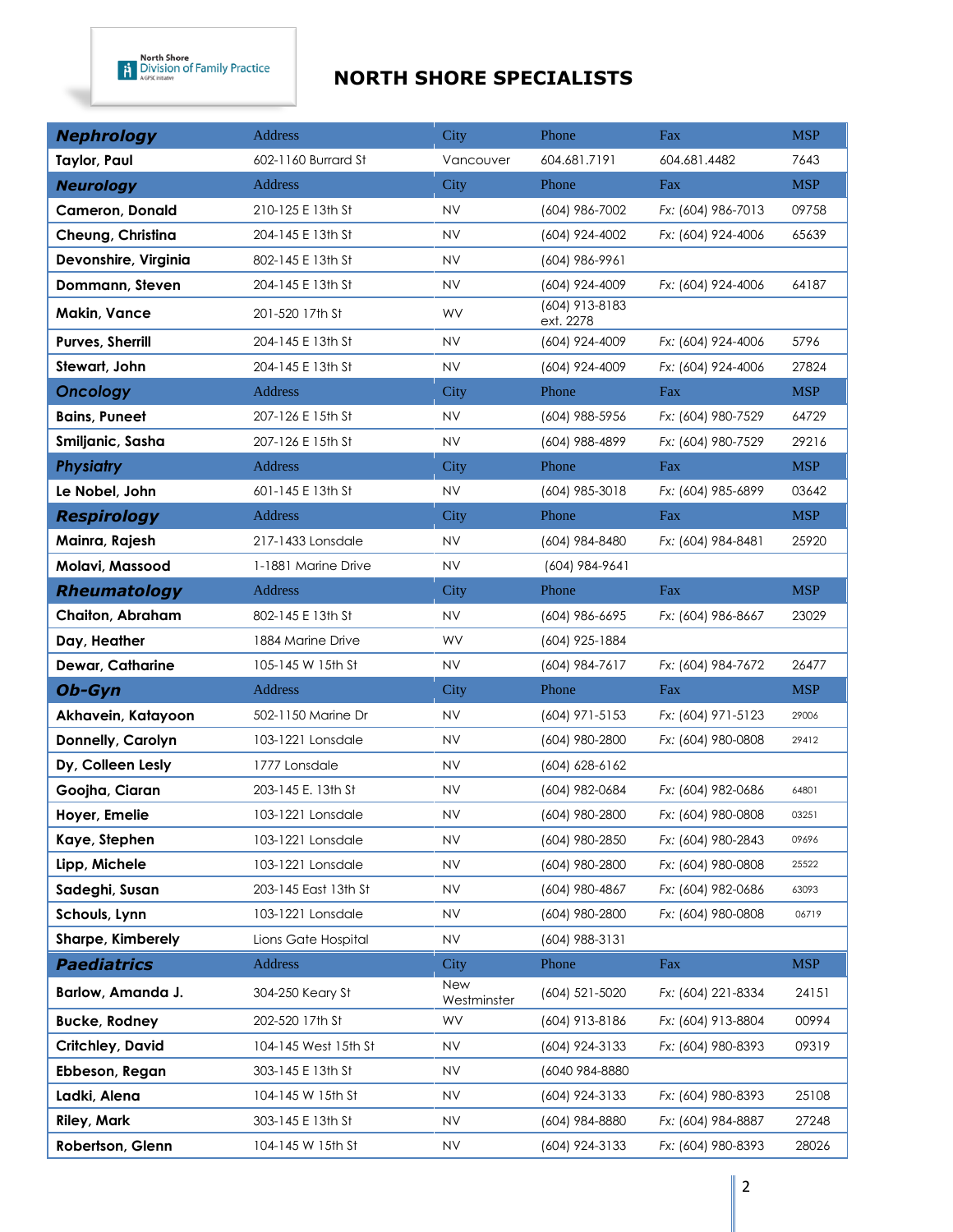North Shore Division of Family Practice

# NORTH SHORE SPECIALISTS

| **Nephrology** | Address | City | Phone | Fax | MSP |
|---|---|---|---|---|---|
| **Taylor, Paul** | 602-1160 Burrard St | Vancouver | 604.681.7191 | 604.681.4482 | 7643 |
| ***Neurology*** | Address | City | Phone | Fax | MSP |
| **Cameron, Donald** | 210-125 E 13th St | NV | (604) 986-7002 | Fx: (604) 986-7013 | 09758 |
| **Cheung, Christina** | 204-145 E 13th St | NV | (604) 924-4002 | Fx: (604) 924-4006 | 65639 |
| **Devonshire, Virginia** | 802-145 E 13th St | NV | (604) 986-9961 | | |
| **Dommann, Steven** | 204-145 E 13th St | NV | (604) 924-4009 | Fx: (604) 924-4006 | 64187 |
| **Makin, Vance** | 201-520 17th St | WV | (604) 913-8183 ext. 2278 | | |
| **Purves, Sherrill** | 204-145 E 13th St | NV | (604) 924-4009 | Fx: (604) 924-4006 | 5796 |
| **Stewart, John** | 204-145 E 13th St | NV | (604) 924-4009 | Fx: (604) 924-4006 | 27824 |
| ***Oncology*** | Address | City | Phone | Fax | MSP |
| **Bains, Puneet** | 207-126 E 15th St | NV | (604) 988-5956 | Fx: (604) 980-7529 | 64729 |
| **Smiljanic, Sasha** | 207-126 E 15th St | NV | (604) 988-4899 | Fx: (604) 980-7529 | 29216 |
| ***Physiatry*** | Address | City | Phone | Fax | MSP |
| **Le Nobel, John** | 601-145 E 13th St | NV | (604) 985-3018 | Fx: (604) 985-6899 | 03642 |
| ***Respirology*** | Address | City | Phone | Fax | MSP |
| **Mainra, Rajesh** | 217-1433 Lonsdale | NV | (604) 984-8480 | Fx: (604) 984-8481 | 25920 |
| **Molavi, Massood** | 1-1881 Marine Drive | NV | (604) 984-9641 | | |
| ***Rheumatology*** | Address | City | Phone | Fax | MSP |
| **Chaiton, Abraham** | 802-145 E 13th St | NV | (604) 986-6695 | Fx: (604) 986-8667 | 23029 |
| **Day, Heather** | 1884 Marine Drive | WV | (604) 925-1884 | | |
| **Dewar, Catharine** | 105-145 W 15th St | NV | (604) 984-7617 | Fx: (604) 984-7672 | 26477 |
| ***Ob-Gyn*** | Address | City | Phone | Fax | MSP |
| **Akhavein, Katayoon** | 502-1150 Marine Dr | NV | (604) 971-5153 | Fx: (604) 971-5123 | 29006 |
| **Donnelly, Carolyn** | 103-1221 Lonsdale | NV | (604) 980-2800 | Fx: (604) 980-0808 | 29412 |
| **Dy, Colleen Lesly** | 1777 Lonsdale | NV | (604) 628-6162 | | |
| **Goojha, Ciaran** | 203-145 E. 13th St | NV | (604) 982-0684 | Fx: (604) 982-0686 | 64801 |
| **Hoyer, Emelie** | 103-1221 Lonsdale | NV | (604) 980-2800 | Fx: (604) 980-0808 | 03251 |
| **Kaye, Stephen** | 103-1221 Lonsdale | NV | (604) 980-2850 | Fx: (604) 980-2843 | 09696 |
| **Lipp, Michele** | 103-1221 Lonsdale | NV | (604) 980-2800 | Fx: (604) 980-0808 | 25522 |
| **Sadeghi, Susan** | 203-145 East 13th St | NV | (604) 980-4867 | Fx: (604) 982-0686 | 63093 |
| **Schouls, Lynn** | 103-1221 Lonsdale | NV | (604) 980-2800 | Fx: (604) 980-0808 | 06719 |
| **Sharpe, Kimberely** | Lions Gate Hospital | NV | (604) 988-3131 | | |
| ***Paediatrics*** | Address | City | Phone | Fax | MSP |
| **Barlow, Amanda J.** | 304-250 Keary St | New Westminster | (604) 521-5020 | Fx: (604) 221-8334 | 24151 |
| **Bucke, Rodney** | 202-520 17th St | WV | (604) 913-8186 | Fx: (604) 913-8804 | 00994 |
| **Critchley, David** | 104-145 West 15th St | NV | (604) 924-3133 | Fx: (604) 980-8393 | 09319 |
| **Ebbeson, Regan** | 303-145 E 13th St | NV | (6040 984-8880 | | |
| **Ladki, Alena** | 104-145 W 15th St | NV | (604) 924-3133 | Fx: (604) 980-8393 | 25108 |
| **Riley, Mark** | 303-145 E 13th St | NV | (604) 984-8880 | Fx: (604) 984-8887 | 27248 |
| **Robertson, Glenn** | 104-145 W 15th St | NV | (604) 924-3133 | Fx: (604) 980-8393 | 28026 |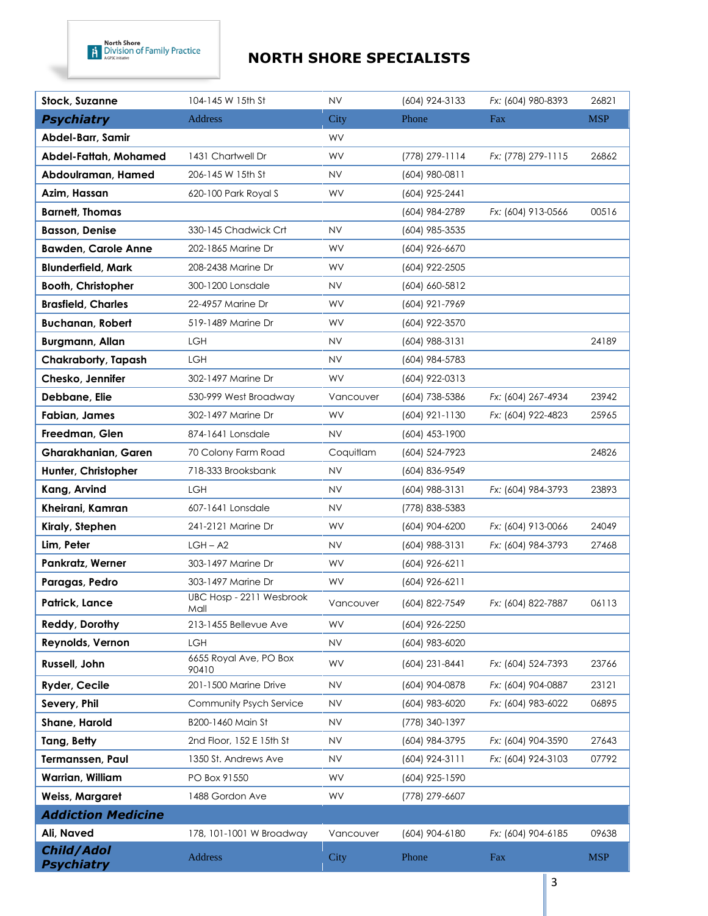# NORTH SHORE SPECIALISTS

| | | | | | |
|---|---|---|---|---|---|
| **Stock, Suzanne** | 104-145 W 15th St | NV | (604) 924-3133 | Fx: (604) 980-8393 | 26821 |
| ***Psychiatry*** | Address | City | Phone | Fax | MSP |
| **Abdel-Barr, Samir** | | WV | | | |
| **Abdel-Fattah, Mohamed** | 1431 Chartwell Dr | WV | (778) 279-1114 | Fx: (778) 279-1115 | 26862 |
| **Abdoulraman, Hamed** | 206-145 W 15th St | NV | (604) 980-0811 | | |
| **Azim, Hassan** | 620-100 Park Royal S | WV | (604) 925-2441 | | |
| **Barnett, Thomas** | | | (604) 984-2789 | Fx: (604) 913-0566 | 00516 |
| **Basson, Denise** | 330-145 Chadwick Crt | NV | (604) 985-3535 | | |
| **Bawden, Carole Anne** | 202-1865 Marine Dr | WV | (604) 926-6670 | | |
| **Blunderfield, Mark** | 208-2438 Marine Dr | WV | (604) 922-2505 | | |
| **Booth, Christopher** | 300-1200 Lonsdale | NV | (604) 660-5812 | | |
| **Brasfield, Charles** | 22-4957 Marine Dr | WV | (604) 921-7969 | | |
| **Buchanan, Robert** | 519-1489 Marine Dr | WV | (604) 922-3570 | | |
| **Burgmann, Allan** | LGH | NV | (604) 988-3131 | | 24189 |
| **Chakraborty, Tapash** | LGH | NV | (604) 984-5783 | | |
| **Chesko, Jennifer** | 302-1497 Marine Dr | WV | (604) 922-0313 | | |
| **Debbane, Elie** | 530-999 West Broadway | Vancouver | (604) 738-5386 | Fx: (604) 267-4934 | 23942 |
| **Fabian, James** | 302-1497 Marine Dr | WV | (604) 921-1130 | Fx: (604) 922-4823 | 25965 |
| **Freedman, Glen** | 874-1641 Lonsdale | NV | (604) 453-1900 | | |
| **Gharakhanian, Garen** | 70 Colony Farm Road | Coquitlam | (604) 524-7923 | | 24826 |
| **Hunter, Christopher** | 718-333 Brooksbank | NV | (604) 836-9549 | | |
| **Kang, Arvind** | LGH | NV | (604) 988-3131 | Fx: (604) 984-3793 | 23893 |
| **Kheirani, Kamran** | 607-1641 Lonsdale | NV | (778) 838-5383 | | |
| **Kiraly, Stephen** | 241-2121 Marine Dr | WV | (604) 904-6200 | Fx: (604) 913-0066 | 24049 |
| **Lim, Peter** | LGH – A2 | NV | (604) 988-3131 | Fx: (604) 984-3793 | 27468 |
| **Pankratz, Werner** | 303-1497 Marine Dr | WV | (604) 926-6211 | | |
| **Paragas, Pedro** | 303-1497 Marine Dr | WV | (604) 926-6211 | | |
| **Patrick, Lance** | UBC Hosp - 2211 Wesbrook Mall | Vancouver | (604) 822-7549 | Fx: (604) 822-7887 | 06113 |
| **Reddy, Dorothy** | 213-1455 Bellevue Ave | WV | (604) 926-2250 | | |
| **Reynolds, Vernon** | LGH | NV | (604) 983-6020 | | |
| **Russell, John** | 6655 Royal Ave, PO Box 90410 | WV | (604) 231-8441 | Fx: (604) 524-7393 | 23766 |
| **Ryder, Cecile** | 201-1500 Marine Drive | NV | (604) 904-0878 | Fx: (604) 904-0887 | 23121 |
| **Severy, Phil** | Community Psych Service | NV | (604) 983-6020 | Fx: (604) 983-6022 | 06895 |
| **Shane, Harold** | B200-1460 Main St | NV | (778) 340-1397 | | |
| **Tang, Betty** | 2nd Floor, 152 E 15th St | NV | (604) 984-3795 | Fx: (604) 904-3590 | 27643 |
| **Termanssen, Paul** | 1350 St. Andrews Ave | NV | (604) 924-3111 | Fx: (604) 924-3103 | 07792 |
| **Warrian, William** | PO Box 91550 | WV | (604) 925-1590 | | |
| **Weiss, Margaret** | 1488 Gordon Ave | WV | (778) 279-6607 | | |
| ***Addiction Medicine*** | | | | | |
| **Ali, Naved** | 178, 101-1001 W Broadway | Vancouver | (604) 904-6180 | Fx: (604) 904-6185 | 09638 |
| ***Child/Adol Psychiatry*** | Address | City | Phone | Fax | MSP |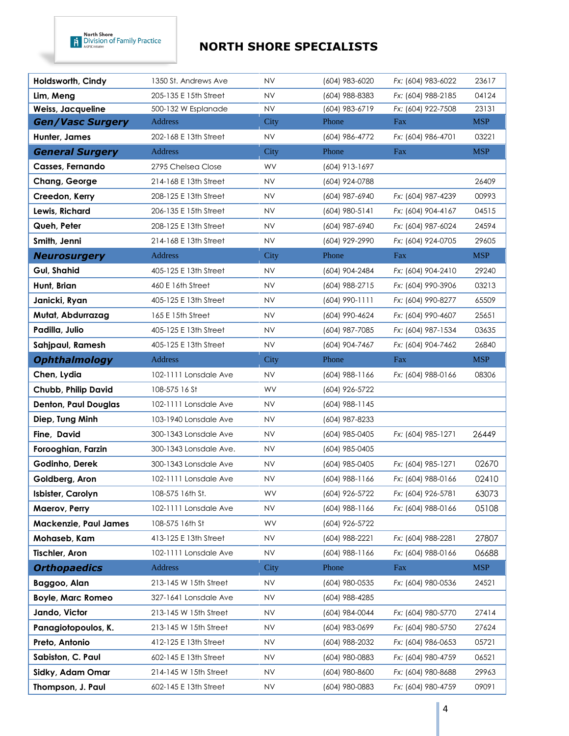# NORTH SHORE SPECIALISTS

| | | | | | |
|---|---|---|---|---|---|
| **Holdsworth, Cindy** | 1350 St. Andrews Ave | NV | (604) 983-6020 | Fx: (604) 983-6022 | 23617 |
| **Lim, Meng** | 205-135 E 15th Street | NV | (604) 988-8383 | Fx: (604) 988-2185 | 04124 |
| **Weiss, Jacqueline** | 500-132 W Esplanade | NV | (604) 983-6719 | Fx: (604) 922-7508 | 23131 |
| ***Gen/Vasc Surgery*** | Address | City | Phone | Fax | MSP |
| **Hunter, James** | 202-168 E 13th Street | NV | (604) 986-4772 | Fx: (604) 986-4701 | 03221 |
| ***General Surgery*** | Address | City | Phone | Fax | MSP |
| **Casses, Fernando** | 2795 Chelsea Close | WV | (604) 913-1697 | | |
| **Chang, George** | 214-168 E 13th Street | NV | (604) 924-0788 | | 26409 |
| **Creedon, Kerry** | 208-125 E 13th Street | NV | (604) 987-6940 | Fx: (604) 987-4239 | 00993 |
| **Lewis, Richard** | 206-135 E 15th Street | NV | (604) 980-5141 | Fx: (604) 904-4167 | 04515 |
| **Queh, Peter** | 208-125 E 13th Street | NV | (604) 987-6940 | Fx: (604) 987-6024 | 24594 |
| **Smith, Jenni** | 214-168 E 13th Street | NV | (604) 929-2990 | Fx: (604) 924-0705 | 29605 |
| ***Neurosurgery*** | Address | City | Phone | Fax | MSP |
| **Gul, Shahid** | 405-125 E 13th Street | NV | (604) 904-2484 | Fx: (604) 904-2410 | 29240 |
| **Hunt, Brian** | 460 E 16th Street | NV | (604) 988-2715 | Fx: (604) 990-3906 | 03213 |
| **Janicki, Ryan** | 405-125 E 13th Street | NV | (604) 990-1111 | Fx: (604) 990-8277 | 65509 |
| **Mutat, Abdurrazag** | 165 E 15th Street | NV | (604) 990-4624 | Fx: (604) 990-4607 | 25651 |
| **Padilla, Julio** | 405-125 E 13th Street | NV | (604) 987-7085 | Fx: (604) 987-1534 | 03635 |
| **Sahjpaul, Ramesh** | 405-125 E 13th Street | NV | (604) 904-7467 | Fx: (604) 904-7462 | 26840 |
| ***Ophthalmology*** | Address | City | Phone | Fax | MSP |
| **Chen, Lydia** | 102-1111 Lonsdale Ave | NV | (604) 988-1166 | Fx: (604) 988-0166 | 08306 |
| **Chubb, Philip David** | 108-575 16 St | WV | (604) 926-5722 | | |
| **Denton, Paul Douglas** | 102-1111 Lonsdale Ave | NV | (604) 988-1145 | | |
| **Diep, Tung Minh** | 103-1940 Lonsdale Ave | NV | (604) 987-8233 | | |
| **Fine, David** | 300-1343 Lonsdale Ave | NV | (604) 985-0405 | Fx: (604) 985-1271 | 26449 |
| **Forooghian, Farzin** | 300-1343 Lonsdale Ave. | NV | (604) 985-0405 | | |
| **Godinho, Derek** | 300-1343 Lonsdale Ave | NV | (604) 985-0405 | Fx: (604) 985-1271 | 02670 |
| **Goldberg, Aron** | 102-1111 Lonsdale Ave | NV | (604) 988-1166 | Fx: (604) 988-0166 | 02410 |
| **Isbister, Carolyn** | 108-575 16th St. | WV | (604) 926-5722 | Fx: (604) 926-5781 | 63073 |
| **Maerov, Perry** | 102-1111 Lonsdale Ave | NV | (604) 988-1166 | Fx: (604) 988-0166 | 05108 |
| **Mackenzie, Paul James** | 108-575 16th St | WV | (604) 926-5722 | | |
| **Mohaseb, Kam** | 413-125 E 13th Street | NV | (604) 988-2221 | Fx: (604) 988-2281 | 27807 |
| **Tischler, Aron** | 102-1111 Lonsdale Ave | NV | (604) 988-1166 | Fx: (604) 988-0166 | 06688 |
| ***Orthopaedics*** | Address | City | Phone | Fax | MSP |
| **Baggoo, Alan** | 213-145 W 15th Street | NV | (604) 980-0535 | Fx: (604) 980-0536 | 24521 |
| **Boyle, Marc Romeo** | 327-1641 Lonsdale Ave | NV | (604) 988-4285 | | |
| **Jando, Victor** | 213-145 W 15th Street | NV | (604) 984-0044 | Fx: (604) 980-5770 | 27414 |
| **Panagiotopoulos, K.** | 213-145 W 15th Street | NV | (604) 983-0699 | Fx: (604) 980-5750 | 27624 |
| **Preto, Antonio** | 412-125 E 13th Street | NV | (604) 988-2032 | Fx: (604) 986-0653 | 05721 |
| **Sabiston, C. Paul** | 602-145 E 13th Street | NV | (604) 980-0883 | Fx: (604) 980-4759 | 06521 |
| **Sidky, Adam Omar** | 214-145 W 15th Street | NV | (604) 980-8600 | Fx: (604) 980-8688 | 29963 |
| **Thompson, J. Paul** | 602-145 E 13th Street | NV | (604) 980-0883 | Fx: (604) 980-4759 | 09091 |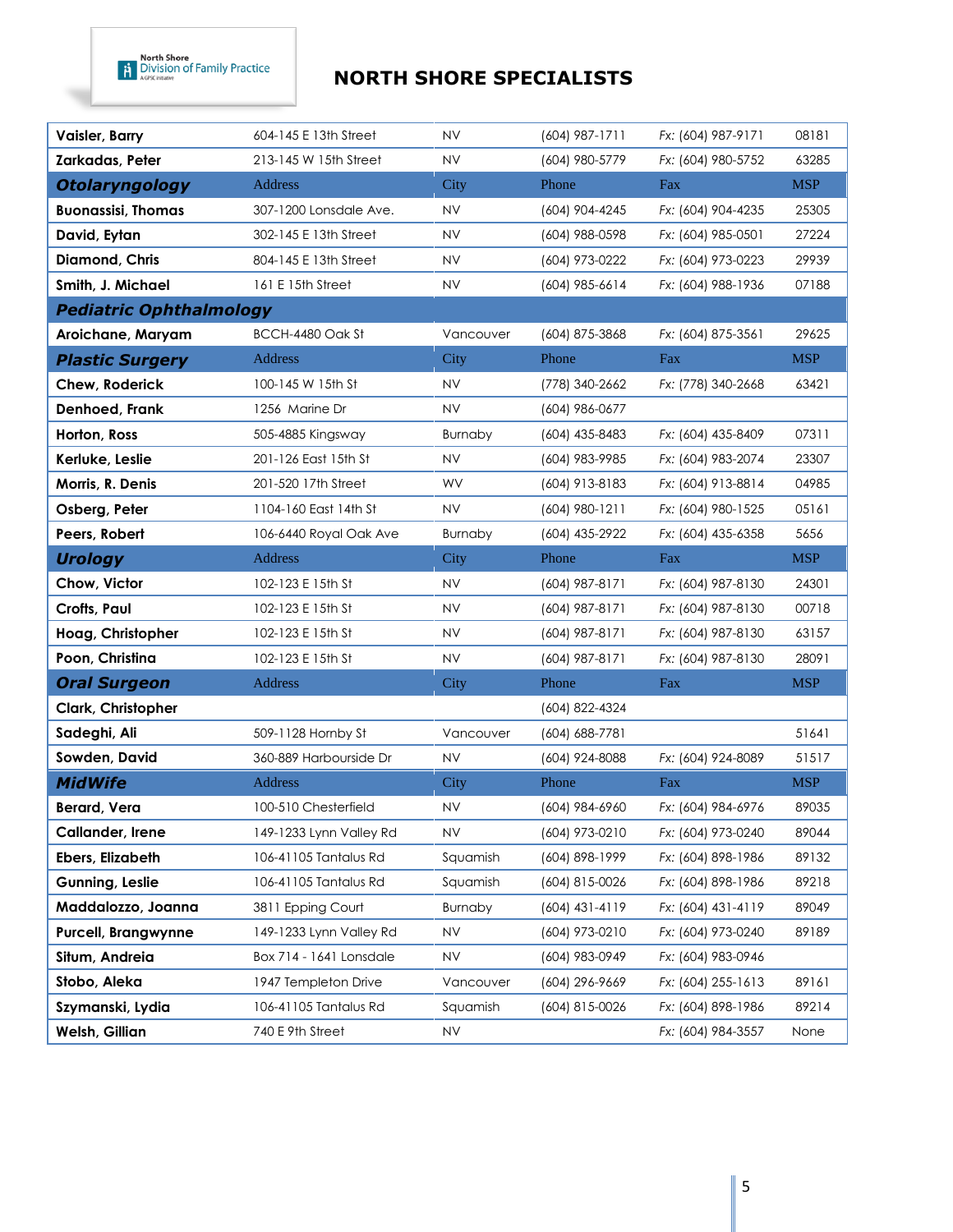North Shore Division of Family Practice

# NORTH SHORE SPECIALISTS

| | | | | | |
|---|---|---|---|---|---|
| **Vaisler, Barry** | 604-145 E 13th Street | NV | (604) 987-1711 | Fx: (604) 987-9171 | 08181 |
| **Zarkadas, Peter** | 213-145 W 15th Street | NV | (604) 980-5779 | Fx: (604) 980-5752 | 63285 |
| ***Otolaryngology*** | Address | City | Phone | Fax | MSP |
| **Buonassisi, Thomas** | 307-1200 Lonsdale Ave. | NV | (604) 904-4245 | Fx: (604) 904-4235 | 25305 |
| **David, Eytan** | 302-145 E 13th Street | NV | (604) 988-0598 | Fx: (604) 985-0501 | 27224 |
| **Diamond, Chris** | 804-145 E 13th Street | NV | (604) 973-0222 | Fx: (604) 973-0223 | 29939 |
| **Smith, J. Michael** | 161 E 15th Street | NV | (604) 985-6614 | Fx: (604) 988-1936 | 07188 |
| ***Pediatric Ophthalmology*** | | | | | |
| **Aroichane, Maryam** | BCCH-4480 Oak St | Vancouver | (604) 875-3868 | Fx: (604) 875-3561 | 29625 |
| ***Plastic Surgery*** | Address | City | Phone | Fax | MSP |
| **Chew, Roderick** | 100-145 W 15th St | NV | (778) 340-2662 | Fx: (778) 340-2668 | 63421 |
| **Denhoed, Frank** | 1256 Marine Dr | NV | (604) 986-0677 | | |
| **Horton, Ross** | 505-4885 Kingsway | Burnaby | (604) 435-8483 | Fx: (604) 435-8409 | 07311 |
| **Kerluke, Leslie** | 201-126 East 15th St | NV | (604) 983-9985 | Fx: (604) 983-2074 | 23307 |
| **Morris, R. Denis** | 201-520 17th Street | WV | (604) 913-8183 | Fx: (604) 913-8814 | 04985 |
| **Osberg, Peter** | 1104-160 East 14th St | NV | (604) 980-1211 | Fx: (604) 980-1525 | 05161 |
| **Peers, Robert** | 106-6440 Royal Oak Ave | Burnaby | (604) 435-2922 | Fx: (604) 435-6358 | 5656 |
| ***Urology*** | Address | City | Phone | Fax | MSP |
| **Chow, Victor** | 102-123 E 15th St | NV | (604) 987-8171 | Fx: (604) 987-8130 | 24301 |
| **Crofts, Paul** | 102-123 E 15th St | NV | (604) 987-8171 | Fx: (604) 987-8130 | 00718 |
| **Hoag, Christopher** | 102-123 E 15th St | NV | (604) 987-8171 | Fx: (604) 987-8130 | 63157 |
| **Poon, Christina** | 102-123 E 15th St | NV | (604) 987-8171 | Fx: (604) 987-8130 | 28091 |
| ***Oral Surgeon*** | Address | City | Phone | Fax | MSP |
| **Clark, Christopher** | | | (604) 822-4324 | | |
| **Sadeghi, Ali** | 509-1128 Hornby St | Vancouver | (604) 688-7781 | | 51641 |
| **Sowden, David** | 360-889 Harbourside Dr | NV | (604) 924-8088 | Fx: (604) 924-8089 | 51517 |
| ***MidWife*** | Address | City | Phone | Fax | MSP |
| **Berard, Vera** | 100-510 Chesterfield | NV | (604) 984-6960 | Fx: (604) 984-6976 | 89035 |
| **Callander, Irene** | 149-1233 Lynn Valley Rd | NV | (604) 973-0210 | Fx: (604) 973-0240 | 89044 |
| **Ebers, Elizabeth** | 106-41105 Tantalus Rd | Squamish | (604) 898-1999 | Fx: (604) 898-1986 | 89132 |
| **Gunning, Leslie** | 106-41105 Tantalus Rd | Squamish | (604) 815-0026 | Fx: (604) 898-1986 | 89218 |
| **Maddalozzo, Joanna** | 3811 Epping Court | Burnaby | (604) 431-4119 | Fx: (604) 431-4119 | 89049 |
| **Purcell, Brangwynne** | 149-1233 Lynn Valley Rd | NV | (604) 973-0210 | Fx: (604) 973-0240 | 89189 |
| **Situm, Andreia** | Box 714 - 1641 Lonsdale | NV | (604) 983-0949 | Fx: (604) 983-0946 | |
| **Stobo, Aleka** | 1947 Templeton Drive | Vancouver | (604) 296-9669 | Fx: (604) 255-1613 | 89161 |
| **Szymanski, Lydia** | 106-41105 Tantalus Rd | Squamish | (604) 815-0026 | Fx: (604) 898-1986 | 89214 |
| **Welsh, Gillian** | 740 E 9th Street | NV | | Fx: (604) 984-3557 | None |